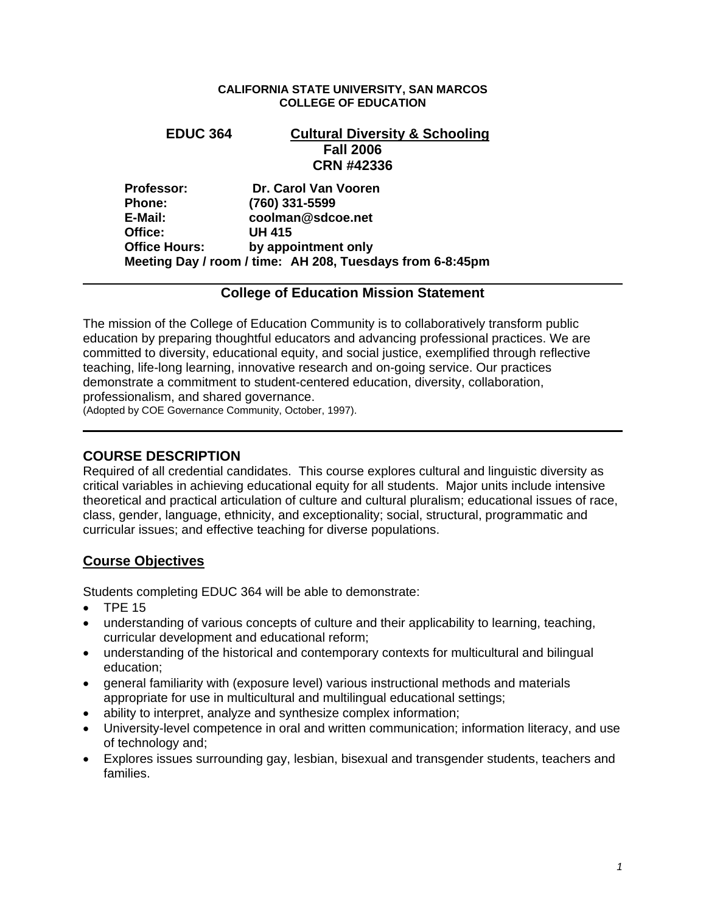**CALIFORNIA STATE UNIVERSITY, SAN MARCOS**
**COLLEGE OF EDUCATION**

# EDUC 364 Cultural Diversity & Schooling

**Fall 2006**
**CRN #42336**

**Professor:** Dr. Carol Van Vooren
**Phone:** (760) 331-5599
**E-Mail:** coolman@sdcoe.net
**Office:** UH 415
**Office Hours:** by appointment only
**Meeting Day / room / time:** AH 208, Tuesdays from 6-8:45pm

---

## College of Education Mission Statement

The mission of the College of Education Community is to collaboratively transform public education by preparing thoughtful educators and advancing professional practices. We are committed to diversity, educational equity, and social justice, exemplified through reflective teaching, life-long learning, innovative research and on-going service. Our practices demonstrate a commitment to student-centered education, diversity, collaboration, professionalism, and shared governance.
(Adopted by COE Governance Community, October, 1997).

---

## COURSE DESCRIPTION

Required of all credential candidates. This course explores cultural and linguistic diversity as critical variables in achieving educational equity for all students. Major units include intensive theoretical and practical articulation of culture and cultural pluralism; educational issues of race, class, gender, language, ethnicity, and exceptionality; social, structural, programmatic and curricular issues; and effective teaching for diverse populations.

## Course Objectives

Students completing EDUC 364 will be able to demonstrate:

- TPE 15
- understanding of various concepts of culture and their applicability to learning, teaching, curricular development and educational reform;
- understanding of the historical and contemporary contexts for multicultural and bilingual education;
- general familiarity with (exposure level) various instructional methods and materials appropriate for use in multicultural and multilingual educational settings;
- ability to interpret, analyze and synthesize complex information;
- University-level competence in oral and written communication; information literacy, and use of technology and;
- Explores issues surrounding gay, lesbian, bisexual and transgender students, teachers and families.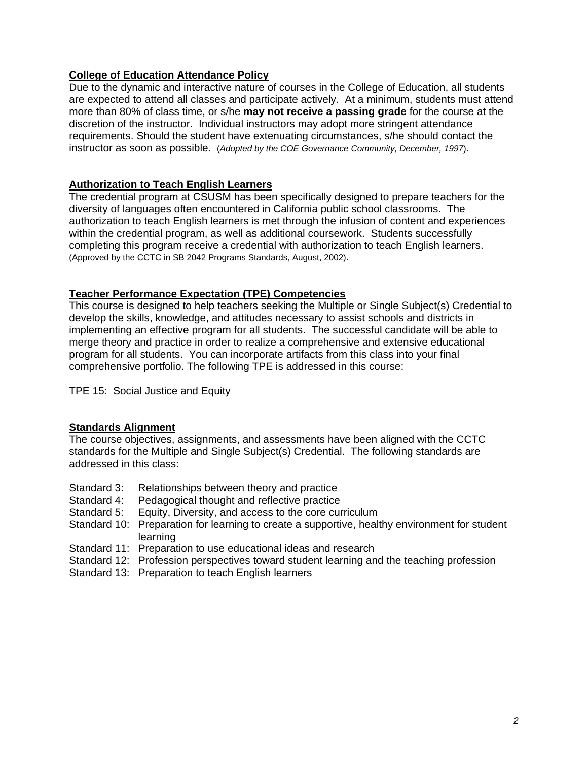## College of Education Attendance Policy

Due to the dynamic and interactive nature of courses in the College of Education, all students are expected to attend all classes and participate actively. At a minimum, students must attend more than 80% of class time, or s/he **may not receive a passing grade** for the course at the discretion of the instructor. Individual instructors may adopt more stringent attendance requirements. Should the student have extenuating circumstances, s/he should contact the instructor as soon as possible. (*Adopted by the COE Governance Community, December, 1997*).

## Authorization to Teach English Learners

The credential program at CSUSM has been specifically designed to prepare teachers for the diversity of languages often encountered in California public school classrooms. The authorization to teach English learners is met through the infusion of content and experiences within the credential program, as well as additional coursework. Students successfully completing this program receive a credential with authorization to teach English learners. (Approved by the CCTC in SB 2042 Programs Standards, August, 2002).

## Teacher Performance Expectation (TPE) Competencies

This course is designed to help teachers seeking the Multiple or Single Subject(s) Credential to develop the skills, knowledge, and attitudes necessary to assist schools and districts in implementing an effective program for all students. The successful candidate will be able to merge theory and practice in order to realize a comprehensive and extensive educational program for all students. You can incorporate artifacts from this class into your final comprehensive portfolio. The following TPE is addressed in this course:

TPE 15: Social Justice and Equity

## Standards Alignment

The course objectives, assignments, and assessments have been aligned with the CCTC standards for the Multiple and Single Subject(s) Credential. The following standards are addressed in this class:

- Standard 3: Relationships between theory and practice
- Standard 4: Pedagogical thought and reflective practice
- Standard 5: Equity, Diversity, and access to the core curriculum
- Standard 10: Preparation for learning to create a supportive, healthy environment for student learning
- Standard 11: Preparation to use educational ideas and research
- Standard 12: Profession perspectives toward student learning and the teaching profession
- Standard 13: Preparation to teach English learners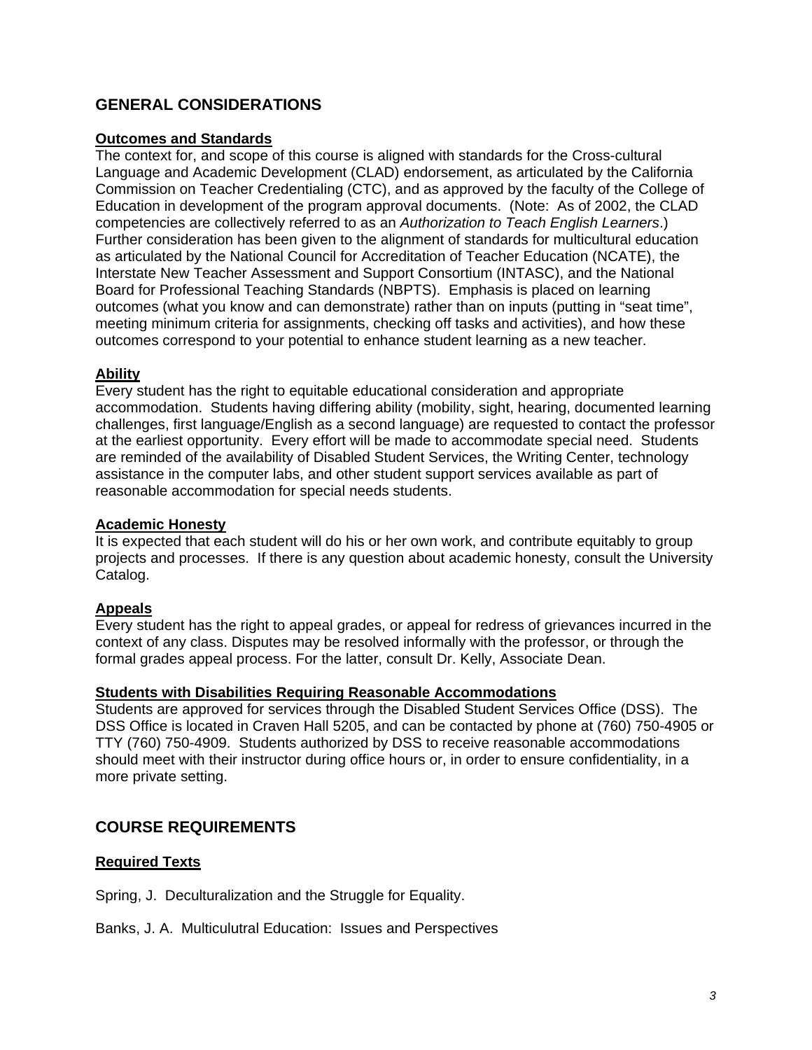## GENERAL CONSIDERATIONS

### Outcomes and Standards

The context for, and scope of this course is aligned with standards for the Cross-cultural Language and Academic Development (CLAD) endorsement, as articulated by the California Commission on Teacher Credentialing (CTC), and as approved by the faculty of the College of Education in development of the program approval documents. (Note: As of 2002, the CLAD competencies are collectively referred to as an *Authorization to Teach English Learners*.) Further consideration has been given to the alignment of standards for multicultural education as articulated by the National Council for Accreditation of Teacher Education (NCATE), the Interstate New Teacher Assessment and Support Consortium (INTASC), and the National Board for Professional Teaching Standards (NBPTS). Emphasis is placed on learning outcomes (what you know and can demonstrate) rather than on inputs (putting in "seat time", meeting minimum criteria for assignments, checking off tasks and activities), and how these outcomes correspond to your potential to enhance student learning as a new teacher.

### Ability

Every student has the right to equitable educational consideration and appropriate accommodation. Students having differing ability (mobility, sight, hearing, documented learning challenges, first language/English as a second language) are requested to contact the professor at the earliest opportunity. Every effort will be made to accommodate special need. Students are reminded of the availability of Disabled Student Services, the Writing Center, technology assistance in the computer labs, and other student support services available as part of reasonable accommodation for special needs students.

### Academic Honesty

It is expected that each student will do his or her own work, and contribute equitably to group projects and processes. If there is any question about academic honesty, consult the University Catalog.

### Appeals

Every student has the right to appeal grades, or appeal for redress of grievances incurred in the context of any class. Disputes may be resolved informally with the professor, or through the formal grades appeal process. For the latter, consult Dr. Kelly, Associate Dean.

### Students with Disabilities Requiring Reasonable Accommodations

Students are approved for services through the Disabled Student Services Office (DSS). The DSS Office is located in Craven Hall 5205, and can be contacted by phone at (760) 750-4905 or TTY (760) 750-4909. Students authorized by DSS to receive reasonable accommodations should meet with their instructor during office hours or, in order to ensure confidentiality, in a more private setting.

## COURSE REQUIREMENTS

### Required Texts

Spring, J. Deculturalization and the Struggle for Equality.

Banks, J. A. Multiculutral Education: Issues and Perspectives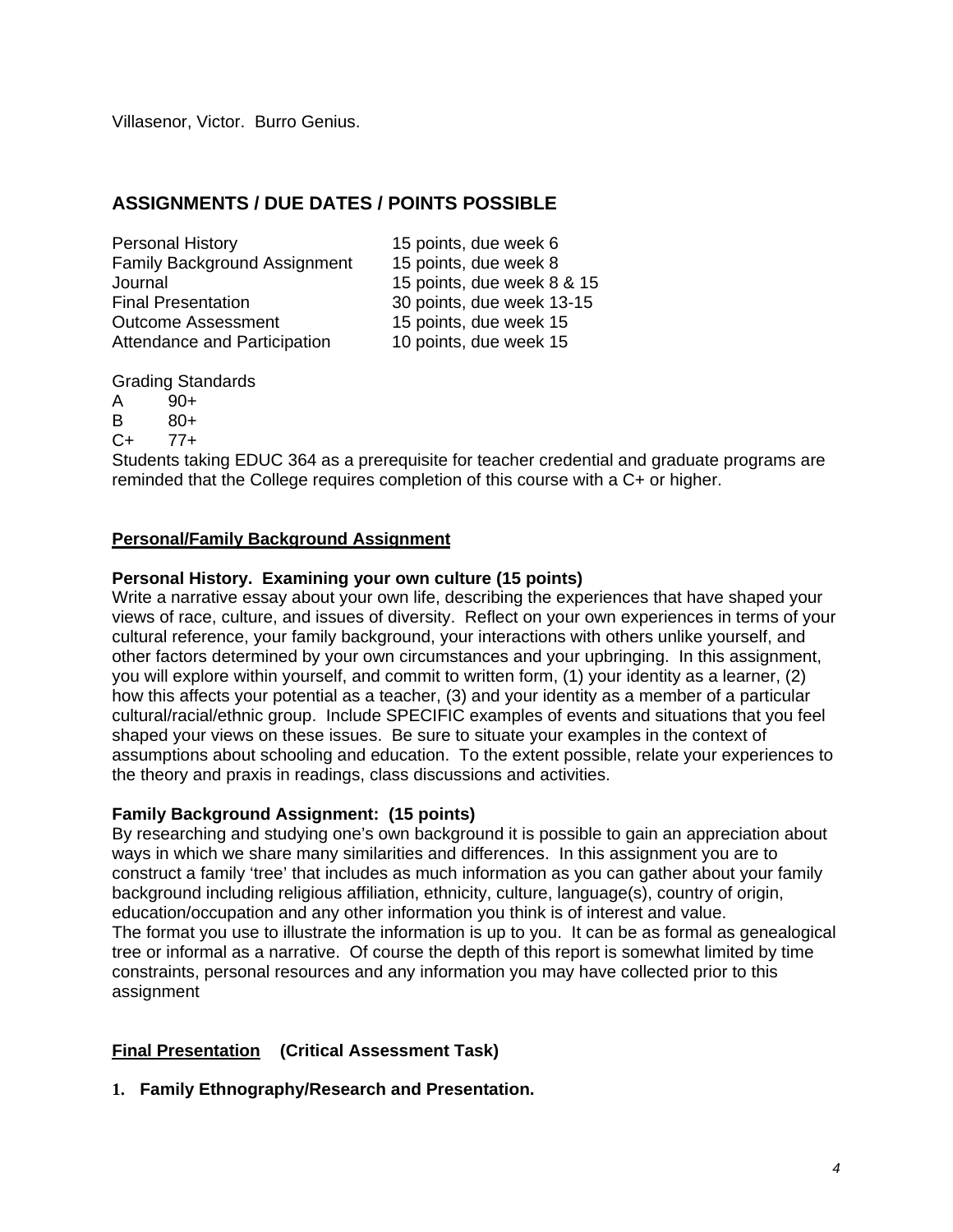Villasenor, Victor. Burro Genius.

## ASSIGNMENTS / DUE DATES / POINTS POSSIBLE

| | |
|---|---|
| Personal History | 15 points, due week 6 |
| Family Background Assignment | 15 points, due week 8 |
| Journal | 15 points, due week 8 & 15 |
| Final Presentation | 30 points, due week 13-15 |
| Outcome Assessment | 15 points, due week 15 |
| Attendance and Participation | 10 points, due week 15 |

Grading Standards

A 90+
B 80+
C+ 77+

Students taking EDUC 364 as a prerequisite for teacher credential and graduate programs are reminded that the College requires completion of this course with a C+ or higher.

### Personal/Family Background Assignment

**Personal History. Examining your own culture (15 points)**
Write a narrative essay about your own life, describing the experiences that have shaped your views of race, culture, and issues of diversity. Reflect on your own experiences in terms of your cultural reference, your family background, your interactions with others unlike yourself, and other factors determined by your own circumstances and your upbringing. In this assignment, you will explore within yourself, and commit to written form, (1) your identity as a learner, (2) how this affects your potential as a teacher, (3) and your identity as a member of a particular cultural/racial/ethnic group. Include SPECIFIC examples of events and situations that you feel shaped your views on these issues. Be sure to situate your examples in the context of assumptions about schooling and education. To the extent possible, relate your experiences to the theory and praxis in readings, class discussions and activities.

**Family Background Assignment: (15 points)**
By researching and studying one's own background it is possible to gain an appreciation about ways in which we share many similarities and differences. In this assignment you are to construct a family 'tree' that includes as much information as you can gather about your family background including religious affiliation, ethnicity, culture, language(s), country of origin, education/occupation and any other information you think is of interest and value.
The format you use to illustrate the information is up to you. It can be as formal as genealogical tree or informal as a narrative. Of course the depth of this report is somewhat limited by time constraints, personal resources and any information you may have collected prior to this assignment

### Final Presentation (Critical Assessment Task)

1. **Family Ethnography/Research and Presentation.**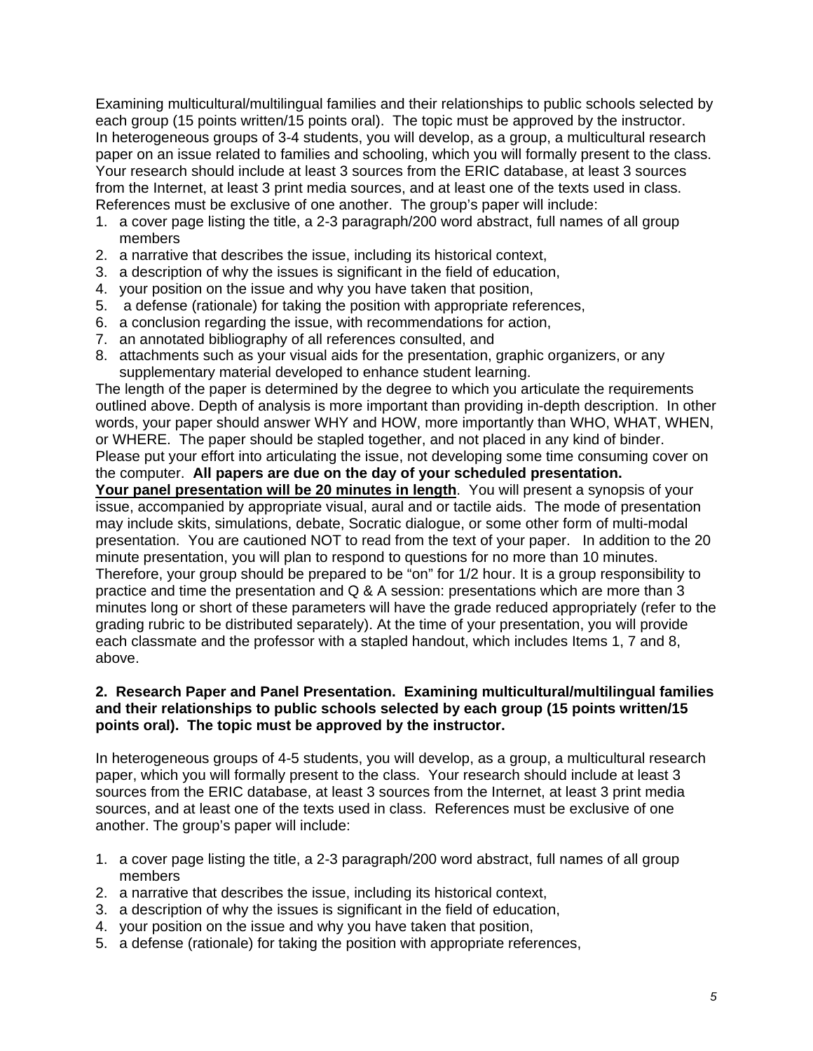Examining multicultural/multilingual families and their relationships to public schools selected by each group (15 points written/15 points oral). The topic must be approved by the instructor. In heterogeneous groups of 3-4 students, you will develop, as a group, a multicultural research paper on an issue related to families and schooling, which you will formally present to the class. Your research should include at least 3 sources from the ERIC database, at least 3 sources from the Internet, at least 3 print media sources, and at least one of the texts used in class. References must be exclusive of one another. The group's paper will include:

1. a cover page listing the title, a 2-3 paragraph/200 word abstract, full names of all group members
2. a narrative that describes the issue, including its historical context,
3. a description of why the issues is significant in the field of education,
4. your position on the issue and why you have taken that position,
5. a defense (rationale) for taking the position with appropriate references,
6. a conclusion regarding the issue, with recommendations for action,
7. an annotated bibliography of all references consulted, and
8. attachments such as your visual aids for the presentation, graphic organizers, or any supplementary material developed to enhance student learning.

The length of the paper is determined by the degree to which you articulate the requirements outlined above. Depth of analysis is more important than providing in-depth description. In other words, your paper should answer WHY and HOW, more importantly than WHO, WHAT, WHEN, or WHERE. The paper should be stapled together, and not placed in any kind of binder. Please put your effort into articulating the issue, not developing some time consuming cover on the computer. **All papers are due on the day of your scheduled presentation.**

**<u>Your panel presentation will be 20 minutes in length</u>**. You will present a synopsis of your issue, accompanied by appropriate visual, aural and or tactile aids. The mode of presentation may include skits, simulations, debate, Socratic dialogue, or some other form of multi-modal presentation. You are cautioned NOT to read from the text of your paper. In addition to the 20 minute presentation, you will plan to respond to questions for no more than 10 minutes. Therefore, your group should be prepared to be "on" for 1/2 hour. It is a group responsibility to practice and time the presentation and Q & A session: presentations which are more than 3 minutes long or short of these parameters will have the grade reduced appropriately (refer to the grading rubric to be distributed separately). At the time of your presentation, you will provide each classmate and the professor with a stapled handout, which includes Items 1, 7 and 8, above.

**2. Research Paper and Panel Presentation. Examining multicultural/multilingual families and their relationships to public schools selected by each group (15 points written/15 points oral). The topic must be approved by the instructor.**

In heterogeneous groups of 4-5 students, you will develop, as a group, a multicultural research paper, which you will formally present to the class. Your research should include at least 3 sources from the ERIC database, at least 3 sources from the Internet, at least 3 print media sources, and at least one of the texts used in class. References must be exclusive of one another. The group's paper will include:

1. a cover page listing the title, a 2-3 paragraph/200 word abstract, full names of all group members
2. a narrative that describes the issue, including its historical context,
3. a description of why the issues is significant in the field of education,
4. your position on the issue and why you have taken that position,
5. a defense (rationale) for taking the position with appropriate references,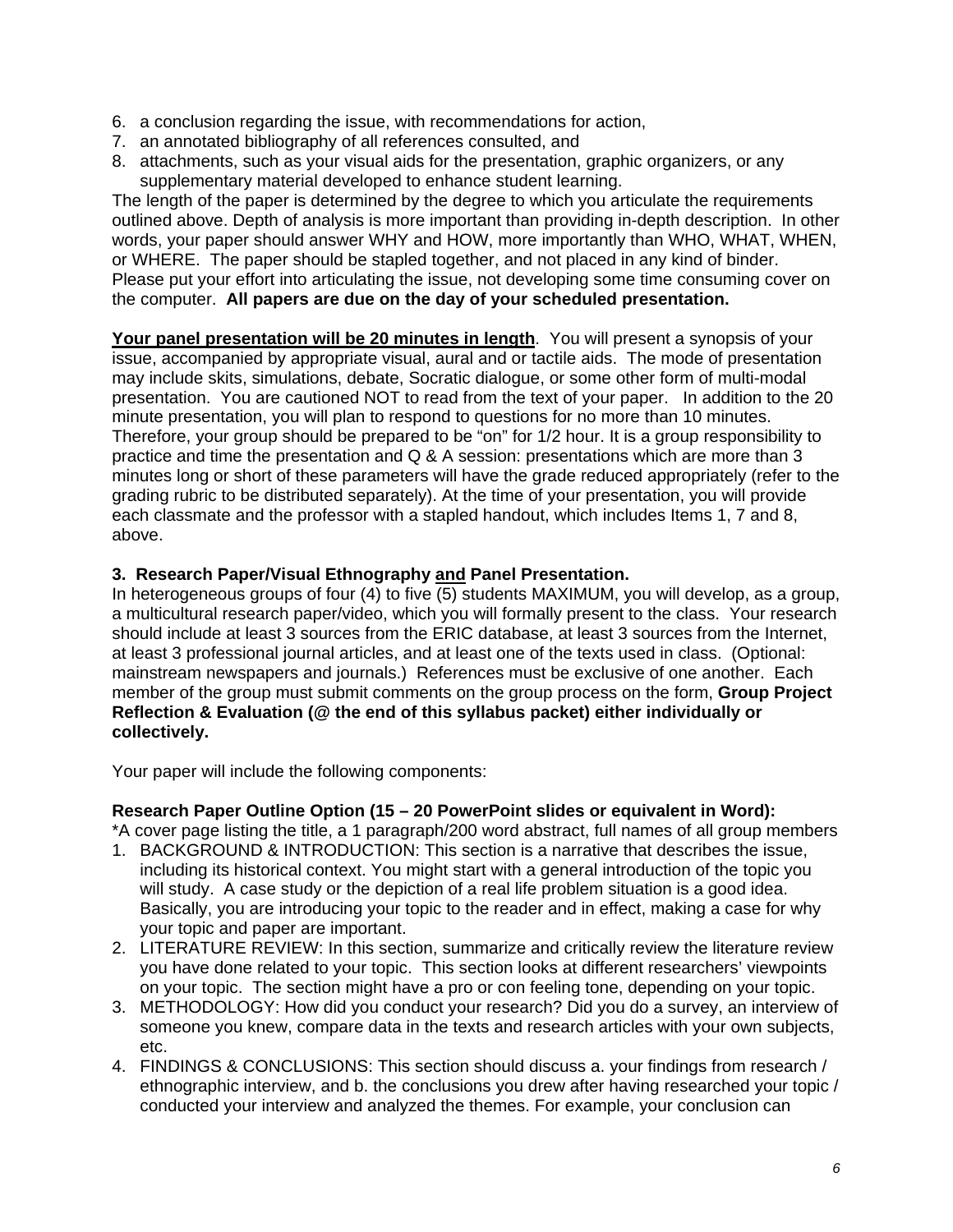6. a conclusion regarding the issue, with recommendations for action,
7. an annotated bibliography of all references consulted, and
8. attachments, such as your visual aids for the presentation, graphic organizers, or any supplementary material developed to enhance student learning.

The length of the paper is determined by the degree to which you articulate the requirements outlined above. Depth of analysis is more important than providing in-depth description. In other words, your paper should answer WHY and HOW, more importantly than WHO, WHAT, WHEN, or WHERE. The paper should be stapled together, and not placed in any kind of binder. Please put your effort into articulating the issue, not developing some time consuming cover on the computer. **All papers are due on the day of your scheduled presentation.**

**<u>Your panel presentation will be 20 minutes in length</u>**. You will present a synopsis of your issue, accompanied by appropriate visual, aural and or tactile aids. The mode of presentation may include skits, simulations, debate, Socratic dialogue, or some other form of multi-modal presentation. You are cautioned NOT to read from the text of your paper. In addition to the 20 minute presentation, you will plan to respond to questions for no more than 10 minutes. Therefore, your group should be prepared to be "on" for 1/2 hour. It is a group responsibility to practice and time the presentation and Q & A session: presentations which are more than 3 minutes long or short of these parameters will have the grade reduced appropriately (refer to the grading rubric to be distributed separately). At the time of your presentation, you will provide each classmate and the professor with a stapled handout, which includes Items 1, 7 and 8, above.

**3. Research Paper/Visual Ethnography <u>and</u> Panel Presentation.**
In heterogeneous groups of four (4) to five (5) students MAXIMUM, you will develop, as a group, a multicultural research paper/video, which you will formally present to the class. Your research should include at least 3 sources from the ERIC database, at least 3 sources from the Internet, at least 3 professional journal articles, and at least one of the texts used in class. (Optional: mainstream newspapers and journals.) References must be exclusive of one another. Each member of the group must submit comments on the group process on the form, **Group Project Reflection & Evaluation (@ the end of this syllabus packet) either individually or collectively.**

Your paper will include the following components:

**Research Paper Outline Option (15 – 20 PowerPoint slides or equivalent in Word):**
*A cover page listing the title, a 1 paragraph/200 word abstract, full names of all group members

1. BACKGROUND & INTRODUCTION: This section is a narrative that describes the issue, including its historical context. You might start with a general introduction of the topic you will study. A case study or the depiction of a real life problem situation is a good idea. Basically, you are introducing your topic to the reader and in effect, making a case for why your topic and paper are important.
2. LITERATURE REVIEW: In this section, summarize and critically review the literature review you have done related to your topic. This section looks at different researchers' viewpoints on your topic. The section might have a pro or con feeling tone, depending on your topic.
3. METHODOLOGY: How did you conduct your research? Did you do a survey, an interview of someone you knew, compare data in the texts and research articles with your own subjects, etc.
4. FINDINGS & CONCLUSIONS: This section should discuss a. your findings from research / ethnographic interview, and b. the conclusions you drew after having researched your topic / conducted your interview and analyzed the themes. For example, your conclusion can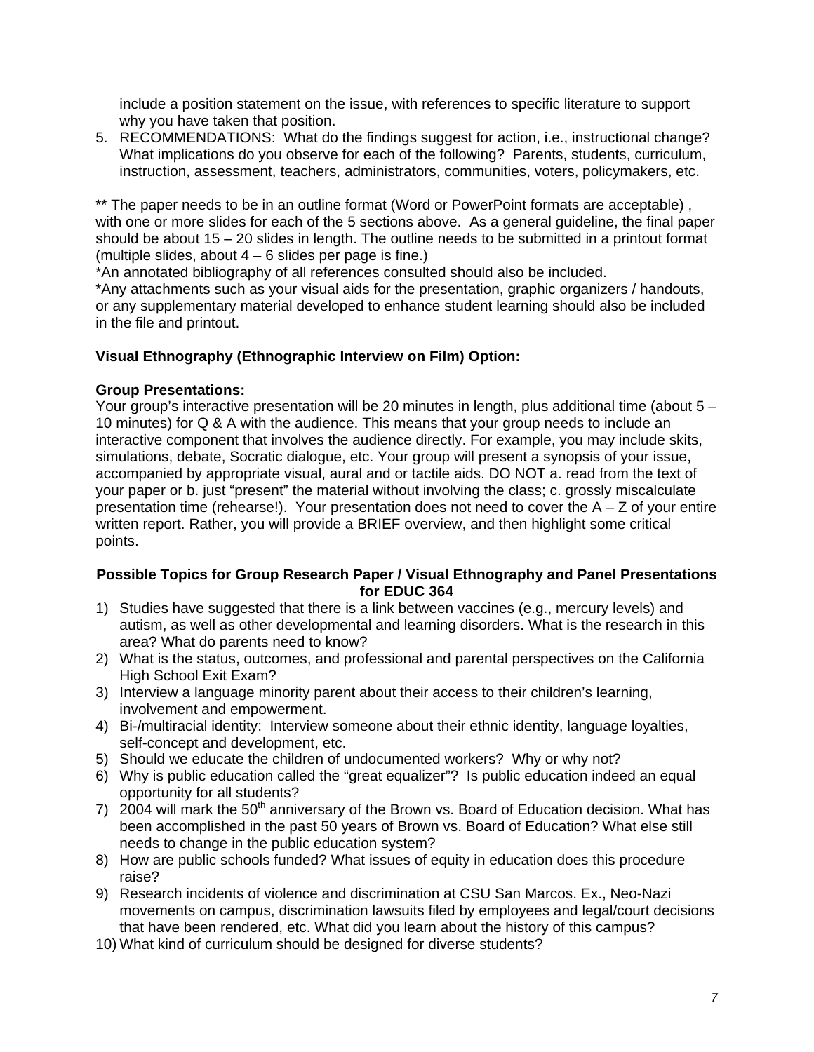include a position statement on the issue, with references to specific literature to support why you have taken that position.

5. RECOMMENDATIONS: What do the findings suggest for action, i.e., instructional change? What implications do you observe for each of the following? Parents, students, curriculum, instruction, assessment, teachers, administrators, communities, voters, policymakers, etc.

** The paper needs to be in an outline format (Word or PowerPoint formats are acceptable) , with one or more slides for each of the 5 sections above. As a general guideline, the final paper should be about 15 – 20 slides in length. The outline needs to be submitted in a printout format (multiple slides, about 4 – 6 slides per page is fine.)

*An annotated bibliography of all references consulted should also be included.

*Any attachments such as your visual aids for the presentation, graphic organizers / handouts, or any supplementary material developed to enhance student learning should also be included in the file and printout.

**Visual Ethnography (Ethnographic Interview on Film) Option:**

**Group Presentations:**

Your group's interactive presentation will be 20 minutes in length, plus additional time (about 5 – 10 minutes) for Q & A with the audience. This means that your group needs to include an interactive component that involves the audience directly. For example, you may include skits, simulations, debate, Socratic dialogue, etc. Your group will present a synopsis of your issue, accompanied by appropriate visual, aural and or tactile aids. DO NOT a. read from the text of your paper or b. just "present" the material without involving the class; c. grossly miscalculate presentation time (rehearse!). Your presentation does not need to cover the A – Z of your entire written report. Rather, you will provide a BRIEF overview, and then highlight some critical points.

**Possible Topics for Group Research Paper / Visual Ethnography and Panel Presentations for EDUC 364**

1) Studies have suggested that there is a link between vaccines (e.g., mercury levels) and autism, as well as other developmental and learning disorders. What is the research in this area? What do parents need to know?
2) What is the status, outcomes, and professional and parental perspectives on the California High School Exit Exam?
3) Interview a language minority parent about their access to their children's learning, involvement and empowerment.
4) Bi-/multiracial identity: Interview someone about their ethnic identity, language loyalties, self-concept and development, etc.
5) Should we educate the children of undocumented workers? Why or why not?
6) Why is public education called the "great equalizer"? Is public education indeed an equal opportunity for all students?
7) 2004 will mark the 50th anniversary of the Brown vs. Board of Education decision. What has been accomplished in the past 50 years of Brown vs. Board of Education? What else still needs to change in the public education system?
8) How are public schools funded? What issues of equity in education does this procedure raise?
9) Research incidents of violence and discrimination at CSU San Marcos. Ex., Neo-Nazi movements on campus, discrimination lawsuits filed by employees and legal/court decisions that have been rendered, etc. What did you learn about the history of this campus?
10) What kind of curriculum should be designed for diverse students?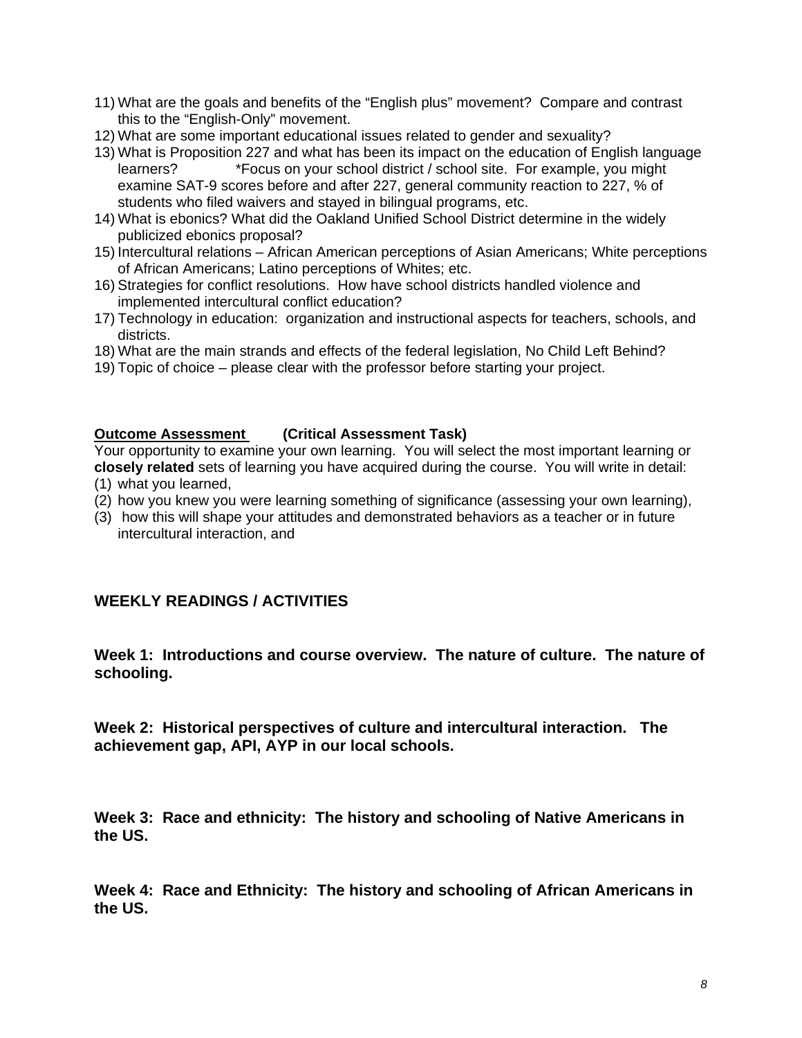11) What are the goals and benefits of the "English plus" movement? Compare and contrast this to the "English-Only" movement.
12) What are some important educational issues related to gender and sexuality?
13) What is Proposition 227 and what has been its impact on the education of English language learners? *Focus on your school district / school site. For example, you might examine SAT-9 scores before and after 227, general community reaction to 227, % of students who filed waivers and stayed in bilingual programs, etc.
14) What is ebonics? What did the Oakland Unified School District determine in the widely publicized ebonics proposal?
15) Intercultural relations – African American perceptions of Asian Americans; White perceptions of African Americans; Latino perceptions of Whites; etc.
16) Strategies for conflict resolutions. How have school districts handled violence and implemented intercultural conflict education?
17) Technology in education: organization and instructional aspects for teachers, schools, and districts.
18) What are the main strands and effects of the federal legislation, No Child Left Behind?
19) Topic of choice – please clear with the professor before starting your project.

**Outcome Assessment** **(Critical Assessment Task)**
Your opportunity to examine your own learning. You will select the most important learning or **closely related** sets of learning you have acquired during the course. You will write in detail:
(1) what you learned,
(2) how you knew you were learning something of significance (assessing your own learning),
(3) how this will shape your attitudes and demonstrated behaviors as a teacher or in future intercultural interaction, and

## WEEKLY READINGS / ACTIVITIES

### Week 1: Introductions and course overview. The nature of culture. The nature of schooling.

### Week 2: Historical perspectives of culture and intercultural interaction. The achievement gap, API, AYP in our local schools.

### Week 3: Race and ethnicity: The history and schooling of Native Americans in the US.

### Week 4: Race and Ethnicity: The history and schooling of African Americans in the US.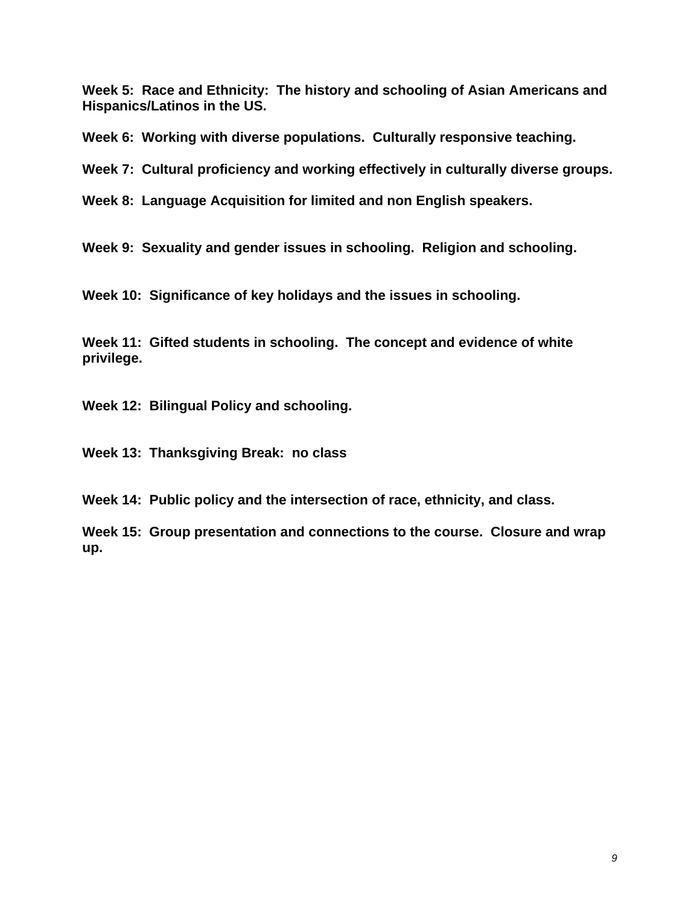**Week 5: Race and Ethnicity: The history and schooling of Asian Americans and Hispanics/Latinos in the US.**

**Week 6: Working with diverse populations. Culturally responsive teaching.**

**Week 7: Cultural proficiency and working effectively in culturally diverse groups.**

**Week 8: Language Acquisition for limited and non English speakers.**

**Week 9: Sexuality and gender issues in schooling. Religion and schooling.**

**Week 10: Significance of key holidays and the issues in schooling.**

**Week 11: Gifted students in schooling. The concept and evidence of white privilege.**

**Week 12: Bilingual Policy and schooling.**

**Week 13: Thanksgiving Break: no class**

**Week 14: Public policy and the intersection of race, ethnicity, and class.**

**Week 15: Group presentation and connections to the course. Closure and wrap up.**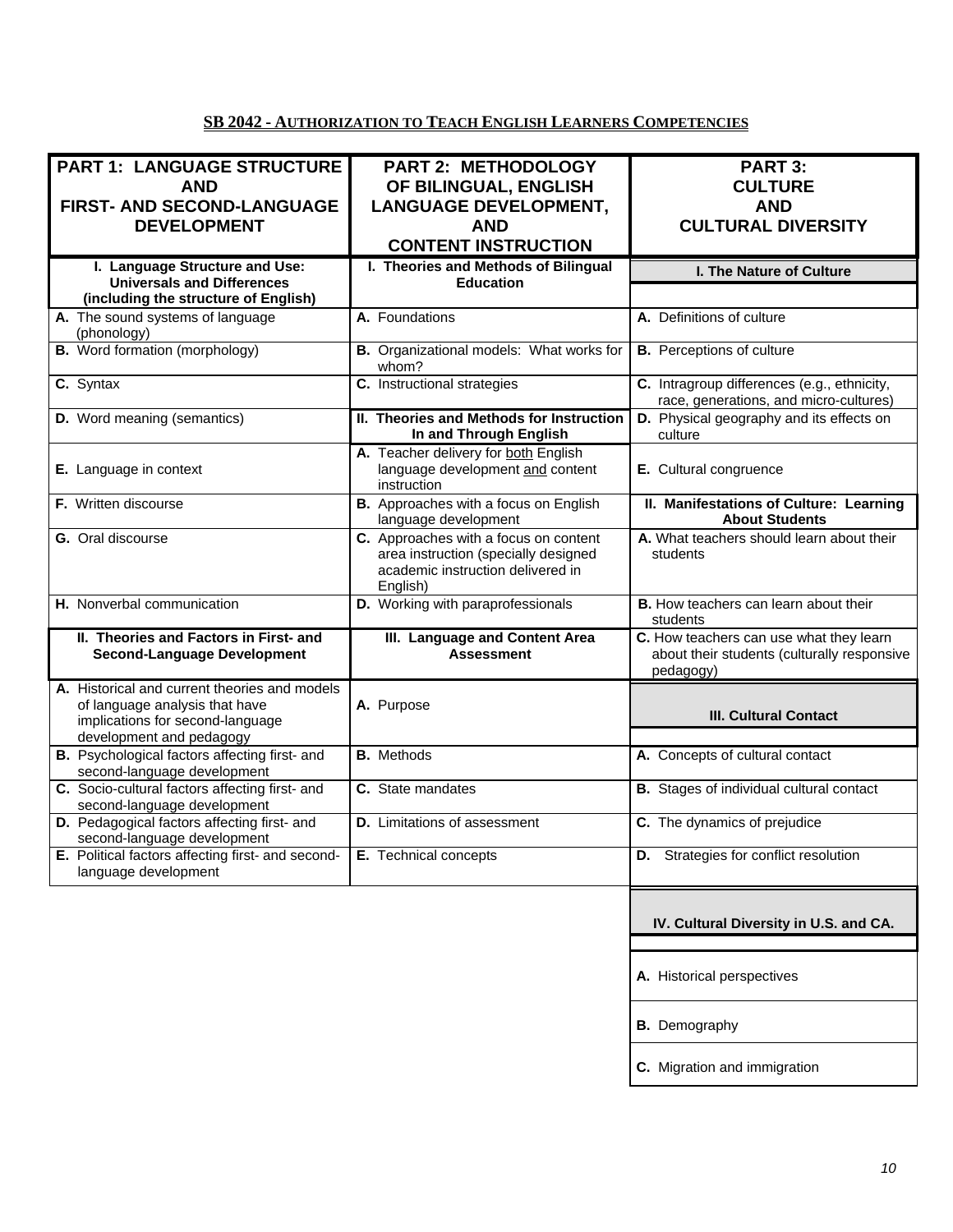## SB 2042 - Authorization to Teach English Learners Competencies

| PART 1: LANGUAGE STRUCTURE AND FIRST- AND SECOND-LANGUAGE DEVELOPMENT | PART 2: METHODOLOGY OF BILINGUAL, ENGLISH LANGUAGE DEVELOPMENT, AND CONTENT INSTRUCTION | PART 3: CULTURE AND CULTURAL DIVERSITY |
|---|---|---|
| **I. Language Structure and Use: Universals and Differences (including the structure of English)** | **I. Theories and Methods of Bilingual Education** | **I. The Nature of Culture** |
| **A.** The sound systems of language (phonology) | **A.** Foundations | **A.** Definitions of culture |
| **B.** Word formation (morphology) | **B.** Organizational models: What works for whom? | **B.** Perceptions of culture |
| **C.** Syntax | **C.** Instructional strategies | **C.** Intragroup differences (e.g., ethnicity, race, generations, and micro-cultures) |
| **D.** Word meaning (semantics) | **II. Theories and Methods for Instruction In and Through English** | **D.** Physical geography and its effects on culture |
| **E.** Language in context | **A.** Teacher delivery for both English language development and content instruction | **E.** Cultural congruence |
| **F.** Written discourse | **B.** Approaches with a focus on English language development | **II. Manifestations of Culture: Learning About Students** |
| **G.** Oral discourse | **C.** Approaches with a focus on content area instruction (specially designed academic instruction delivered in English) | **A.** What teachers should learn about their students |
| **H.** Nonverbal communication | **D.** Working with paraprofessionals | **B.** How teachers can learn about their students |
| **II. Theories and Factors in First- and Second-Language Development** | **III. Language and Content Area Assessment** | **C.** How teachers can use what they learn about their students (culturally responsive pedagogy) |
| **A.** Historical and current theories and models of language analysis that have implications for second-language development and pedagogy | **A.** Purpose | **III. Cultural Contact** |
| **B.** Psychological factors affecting first- and second-language development | **B.** Methods | **A.** Concepts of cultural contact |
| **C.** Socio-cultural factors affecting first- and second-language development | **C.** State mandates | **B.** Stages of individual cultural contact |
| **D.** Pedagogical factors affecting first- and second-language development | **D.** Limitations of assessment | **C.** The dynamics of prejudice |
| **E.** Political factors affecting first- and second-language development | **E.** Technical concepts | **D.** Strategies for conflict resolution |
| | | **IV. Cultural Diversity in U.S. and CA.** |
| | | **A.** Historical perspectives |
| | | **B.** Demography |
| | | **C.** Migration and immigration |